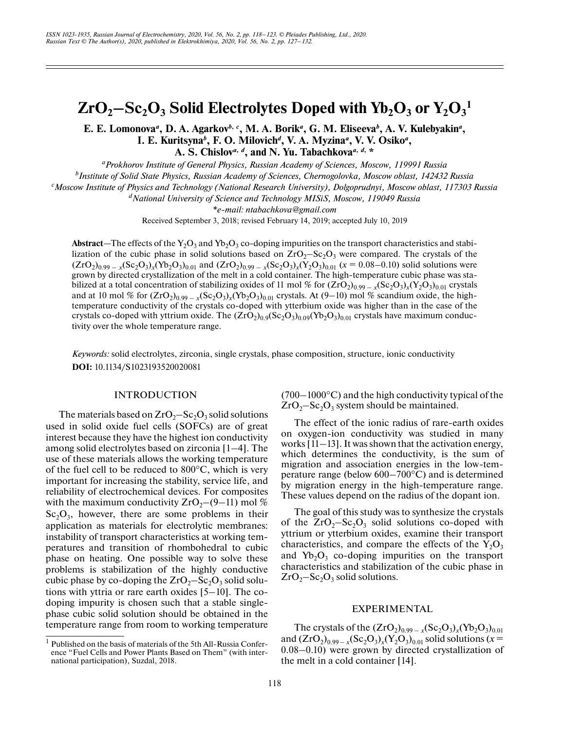# $ZrO_2$–$Sc_2O_3$ Solid Electrolytes Doped with $Yb_2O_3$ or $Y_2O_3$[1]

**E. E. Lomonova[a], D. A. Agarkov[b, c], M. A. Borik[a], G. M. Eliseeva[b], A. V. Kulebyakin[a], I. E. Kuritsyna[b], F. O. Milovich[d], V. A. Myzina[a], V. V. Osiko[a], A. S. Chislov[a, d], and N. Yu. Tabachkova[a, d, *]**

[a] *Prokhorov Institute of General Physics, Russian Academy of Sciences, Moscow, 119991 Russia*

[b] *Institute of Solid State Physics, Russian Academy of Sciences, Chernogolovka, Moscow oblast, 142432 Russia*

[c] *Moscow Institute of Physics and Technology (National Research University), Dolgoprudnyi, Moscow oblast, 117303 Russia*

[d] *National University of Science and Technology MISiS, Moscow, 119049 Russia*

**e-mail: ntabachkova@gmail.com*

Received September 3, 2018; revised February 14, 2019; accepted July 10, 2019

**Abstract**—The effects of the $Y_2O_3$ and $Yb_2O_3$ co-doping impurities on the transport characteristics and stabilization of the cubic phase in solid solutions based on $ZrO_2$–$Sc_2O_3$ were compared. The crystals of the $(ZrO_2)_{0.99-x}(Sc_2O_3)_x(Yb_2O_3)_{0.01}$ and $(ZrO_2)_{0.99-x}(Sc_2O_3)_x(Y_2O_3)_{0.01}$ ($x$ = 0.08–0.10) solid solutions were grown by directed crystallization of the melt in a cold container. The high-temperature cubic phase was stabilized at a total concentration of stabilizing oxides of 11 mol % for $(ZrO_2)_{0.99-x}(Sc_2O_3)_x(Y_2O_3)_{0.01}$ crystals and at 10 mol % for $(ZrO_2)_{0.99-x}(Sc_2O_3)_x(Yb_2O_3)_{0.01}$ crystals. At (9–10) mol % scandium oxide, the high-temperature conductivity of the crystals co-doped with ytterbium oxide was higher than in the case of the crystals co-doped with yttrium oxide. The $(ZrO_2)_{0.9}(Sc_2O_3)_{0.09}(Yb_2O_3)_{0.01}$ crystals have maximum conductivity over the whole temperature range.

*Keywords:* solid electrolytes, zirconia, single crystals, phase composition, structure, ionic conductivity

**DOI:** 10.1134/S1023193520020081

## INTRODUCTION

The materials based on $ZrO_2$–$Sc_2O_3$ solid solutions used in solid oxide fuel cells (SOFCs) are of great interest because they have the highest ion conductivity among solid electrolytes based on zirconia [1–4]. The use of these materials allows the working temperature of the fuel cell to be reduced to 800°C, which is very important for increasing the stability, service life, and reliability of electrochemical devices. For composites with the maximum conductivity $ZrO_2$–(9–11) mol % $Sc_2O_3$, however, there are some problems in their application as materials for electrolytic membranes: instability of transport characteristics at working temperatures and transition of rhombohedral to cubic phase on heating. One possible way to solve these problems is stabilization of the highly conductive cubic phase by co-doping the $ZrO_2$–$Sc_2O_3$ solid solutions with yttria or rare earth oxides [5–10]. The co-doping impurity is chosen such that a stable single-phase cubic solid solution should be obtained in the temperature range from room to working temperature (700–1000°C) and the high conductivity typical of the $ZrO_2$–$Sc_2O_3$ system should be maintained.

The effect of the ionic radius of rare-earth oxides on oxygen-ion conductivity was studied in many works [11–13]. It was shown that the activation energy, which determines the conductivity, is the sum of migration and association energies in the low-temperature range (below 600–700°C) and is determined by migration energy in the high-temperature range. These values depend on the radius of the dopant ion.

The goal of this study was to synthesize the crystals of the $ZrO_2$–$Sc_2O_3$ solid solutions co-doped with yttrium or ytterbium oxides, examine their transport characteristics, and compare the effects of the $Y_2O_3$ and $Yb_2O_3$ co-doping impurities on the transport characteristics and stabilization of the cubic phase in $ZrO_2$–$Sc_2O_3$ solid solutions.

## EXPERIMENTAL

The crystals of the $(ZrO_2)_{0.99-x}(Sc_2O_3)_x(Yb_2O_3)_{0.01}$ and $(ZrO_2)_{0.99-x}(Sc_2O_3)_x(Y_2O_3)_{0.01}$ solid solutions ($x$ = 0.08–0.10) were grown by directed crystallization of the melt in a cold container [14].

[1] Published on the basis of materials of the 5th All-Russia Conference "Fuel Cells and Power Plants Based on Them" (with international participation), Suzdal, 2018.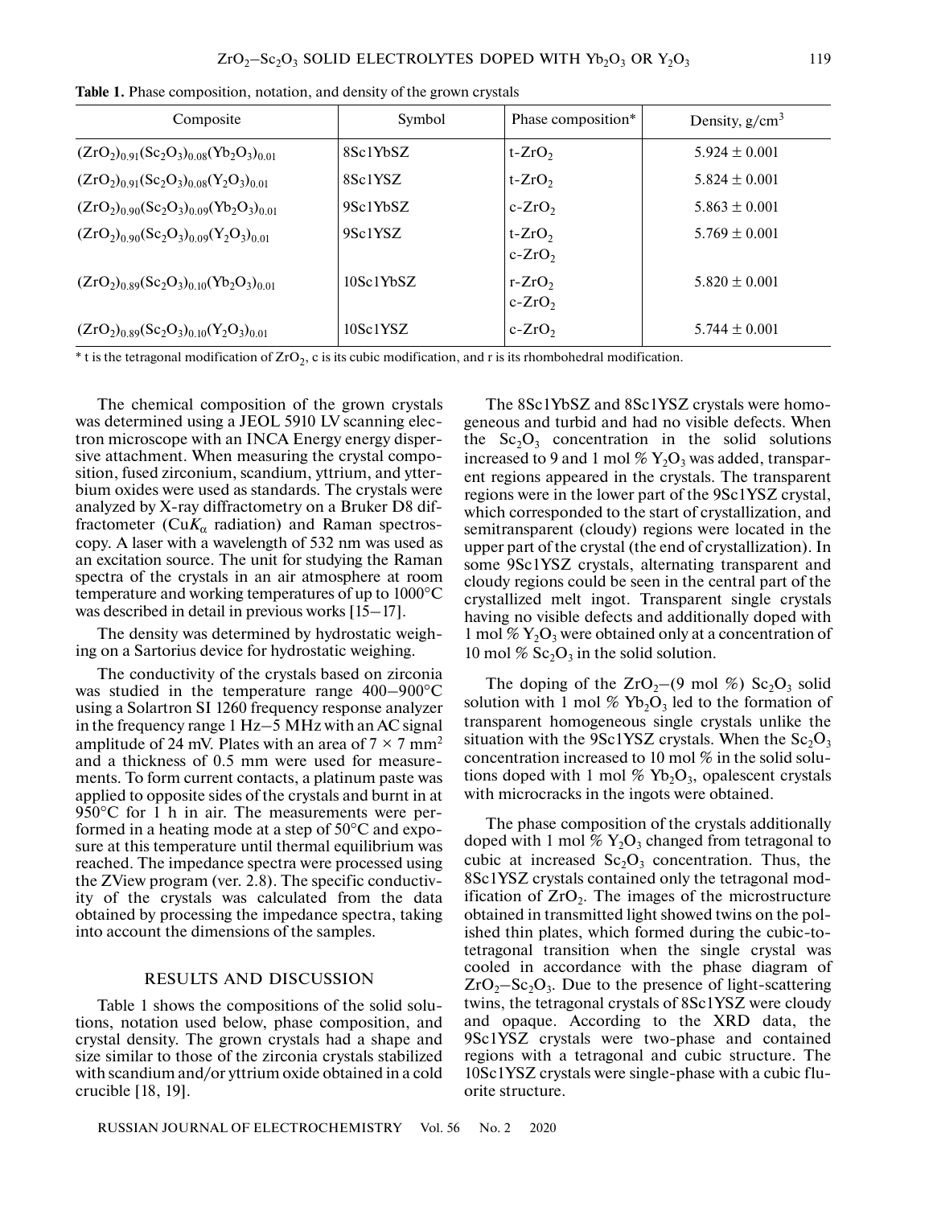**Table 1.** Phase composition, notation, and density of the grown crystals

| Composite | Symbol | Phase composition* | Density, $g/cm^3$ |
|---|---|---|---|
| $(ZrO_2)_{0.91}(Sc_2O_3)_{0.08}(Yb_2O_3)_{0.01}$ | 8Sc1YbSZ | t-$ZrO_2$ | $5.924 \pm 0.001$ |
| $(ZrO_2)_{0.91}(Sc_2O_3)_{0.08}(Y_2O_3)_{0.01}$ | 8Sc1YSZ | t-$ZrO_2$ | $5.824 \pm 0.001$ |
| $(ZrO_2)_{0.90}(Sc_2O_3)_{0.09}(Yb_2O_3)_{0.01}$ | 9Sc1YbSZ | c-$ZrO_2$ | $5.863 \pm 0.001$ |
| $(ZrO_2)_{0.90}(Sc_2O_3)_{0.09}(Y_2O_3)_{0.01}$ | 9Sc1YSZ | t-$ZrO_2$ c-$ZrO_2$ | $5.769 \pm 0.001$ |
| $(ZrO_2)_{0.89}(Sc_2O_3)_{0.10}(Yb_2O_3)_{0.01}$ | 10Sc1YbSZ | r-$ZrO_2$ c-$ZrO_2$ | $5.820 \pm 0.001$ |
| $(ZrO_2)_{0.89}(Sc_2O_3)_{0.10}(Y_2O_3)_{0.01}$ | 10Sc1YSZ | c-$ZrO_2$ | $5.744 \pm 0.001$ |

\* t is the tetragonal modification of $ZrO_2$, c is its cubic modification, and r is its rhombohedral modification.

The chemical composition of the grown crystals was determined using a JEOL 5910 LV scanning electron microscope with an INCA Energy energy dispersive attachment. When measuring the crystal composition, fused zirconium, scandium, yttrium, and ytterbium oxides were used as standards. The crystals were analyzed by X-ray diffractometry on a Bruker D8 diffractometer (Cu$K_\alpha$ radiation) and Raman spectroscopy. A laser with a wavelength of 532 nm was used as an excitation source. The unit for studying the Raman spectra of the crystals in an air atmosphere at room temperature and working temperatures of up to 1000°C was described in detail in previous works [15–17].

The density was determined by hydrostatic weighing on a Sartorius device for hydrostatic weighing.

The conductivity of the crystals based on zirconia was studied in the temperature range 400–900°C using a Solartron SI 1260 frequency response analyzer in the frequency range 1 Hz–5 MHz with an AC signal amplitude of 24 mV. Plates with an area of $7 \times 7$ mm$^2$ and a thickness of 0.5 mm were used for measurements. To form current contacts, a platinum paste was applied to opposite sides of the crystals and burnt in at 950°C for 1 h in air. The measurements were performed in a heating mode at a step of 50°C and exposure at this temperature until thermal equilibrium was reached. The impedance spectra were processed using the ZView program (ver. 2.8). The specific conductivity of the crystals was calculated from the data obtained by processing the impedance spectra, taking into account the dimensions of the samples.

## RESULTS AND DISCUSSION

Table 1 shows the compositions of the solid solutions, notation used below, phase composition, and crystal density. The grown crystals had a shape and size similar to those of the zirconia crystals stabilized with scandium and/or yttrium oxide obtained in a cold crucible [18, 19].

The 8Sc1YbSZ and 8Sc1YSZ crystals were homogeneous and turbid and had no visible defects. When the $Sc_2O_3$ concentration in the solid solutions increased to 9 and 1 mol % $Y_2O_3$ was added, transparent regions appeared in the crystals. The transparent regions were in the lower part of the 9Sc1YSZ crystal, which corresponded to the start of crystallization, and semitransparent (cloudy) regions were located in the upper part of the crystal (the end of crystallization). In some 9Sc1YSZ crystals, alternating transparent and cloudy regions could be seen in the central part of the crystallized melt ingot. Transparent single crystals having no visible defects and additionally doped with 1 mol % $Y_2O_3$ were obtained only at a concentration of 10 mol % $Sc_2O_3$ in the solid solution.

The doping of the $ZrO_2$–(9 mol %) $Sc_2O_3$ solid solution with 1 mol % $Yb_2O_3$ led to the formation of transparent homogeneous single crystals unlike the situation with the 9Sc1YSZ crystals. When the $Sc_2O_3$ concentration increased to 10 mol % in the solid solutions doped with 1 mol % $Yb_2O_3$, opalescent crystals with microcracks in the ingots were obtained.

The phase composition of the crystals additionally doped with 1 mol % $Y_2O_3$ changed from tetragonal to cubic at increased $Sc_2O_3$ concentration. Thus, the 8Sc1YSZ crystals contained only the tetragonal modification of $ZrO_2$. The images of the microstructure obtained in transmitted light showed twins on the polished thin plates, which formed during the cubic-to-tetragonal transition when the single crystal was cooled in accordance with the phase diagram of $ZrO_2$–$Sc_2O_3$. Due to the presence of light-scattering twins, the tetragonal crystals of 8Sc1YSZ were cloudy and opaque. According to the XRD data, the 9Sc1YSZ crystals were two-phase and contained regions with a tetragonal and cubic structure. The 10Sc1YSZ crystals were single-phase with a cubic fluorite structure.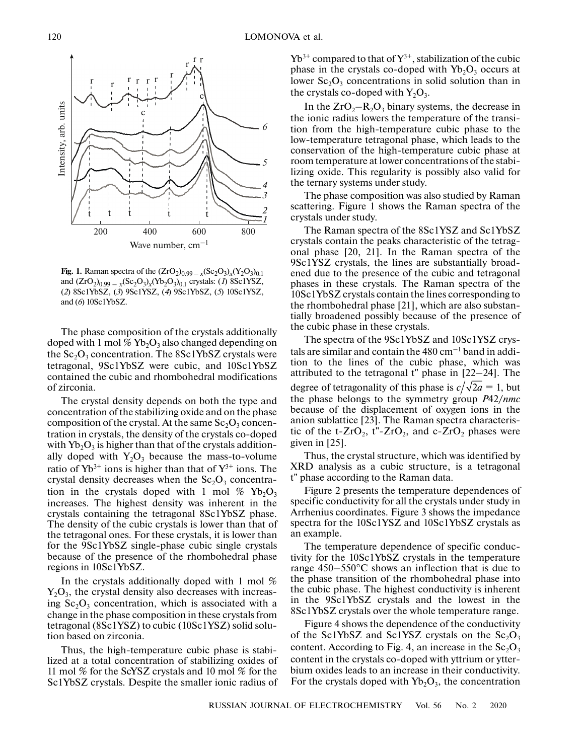Fig. 1. Raman spectra of the $(ZrO_2)_{0.99-x}(Sc_2O_3)_x(Y_2O_3)_{0.1}$ and $(ZrO_2)_{0.99-x}(Sc_2O_3)_x(Yb_2O_3)_{0.1}$ crystals: (*1*) 8Sc1YSZ, (*2*) 8Sc1YbSZ, (*3*) 9Sc1YSZ, (*4*) 9Sc1YbSZ, (*5*) 10Sc1YSZ, and (*6*) 10Sc1YbSZ.

The phase composition of the crystals additionally doped with 1 mol % $Yb_2O_3$ also changed depending on the $Sc_2O_3$ concentration. The 8Sc1YbSZ crystals were tetragonal, 9Sc1YbSZ were cubic, and 10Sc1YbSZ contained the cubic and rhombohedral modifications of zirconia.

The crystal density depends on both the type and concentration of the stabilizing oxide and on the phase composition of the crystal. At the same $Sc_2O_3$ concentration in crystals, the density of the crystals co-doped with $Yb_2O_3$ is higher than that of the crystals additionally doped with $Y_2O_3$ because the mass-to-volume ratio of $Yb^{3+}$ ions is higher than that of $Y^{3+}$ ions. The crystal density decreases when the $Sc_2O_3$ concentration in the crystals doped with 1 mol % $Yb_2O_3$ increases. The highest density was inherent in the crystals containing the tetragonal 8Sc1YbSZ phase. The density of the cubic crystals is lower than that of the tetragonal ones. For these crystals, it is lower than for the 9Sc1YbSZ single-phase cubic single crystals because of the presence of the rhombohedral phase regions in 10Sc1YbSZ.

In the crystals additionally doped with 1 mol % $Y_2O_3$, the crystal density also decreases with increasing $Sc_2O_3$ concentration, which is associated with a change in the phase composition in these crystals from tetragonal (8Sc1YSZ) to cubic (10Sc1YSZ) solid solution based on zirconia.

Thus, the high-temperature cubic phase is stabilized at a total concentration of stabilizing oxides of 11 mol % for the ScYSZ crystals and 10 mol % for the Sc1YbSZ crystals. Despite the smaller ionic radius of $Yb^{3+}$ compared to that of $Y^{3+}$, stabilization of the cubic phase in the crystals co-doped with $Yb_2O_3$ occurs at lower $Sc_2O_3$ concentrations in solid solution than in the crystals co-doped with $Y_2O_3$.

In the $ZrO_2$–$R_2O_3$ binary systems, the decrease in the ionic radius lowers the temperature of the transition from the high-temperature cubic phase to the low-temperature tetragonal phase, which leads to the conservation of the high-temperature cubic phase at room temperature at lower concentrations of the stabilizing oxide. This regularity is possibly also valid for the ternary systems under study.

The phase composition was also studied by Raman scattering. Figure 1 shows the Raman spectra of the crystals under study.

The Raman spectra of the 8Sc1YSZ and Sc1YbSZ crystals contain the peaks characteristic of the tetragonal phase [20, 21]. In the Raman spectra of the 9Sc1YSZ crystals, the lines are substantially broadened due to the presence of the cubic and tetragonal phases in these crystals. The Raman spectra of the 10Sc1YbSZ crystals contain the lines corresponding to the rhombohedral phase [21], which are also substantially broadened possibly because of the presence of the cubic phase in these crystals.

The spectra of the 9Sc1YbSZ and 10Sc1YSZ crystals are similar and contain the 480 cm$^{-1}$ band in addition to the lines of the cubic phase, which was attributed to the tetragonal t" phase in [22–24]. The degree of tetragonality of this phase is $c/\sqrt{2a} = 1$, but the phase belongs to the symmetry group *P*42/*nmc* because of the displacement of oxygen ions in the anion sublattice [23]. The Raman spectra characteristic of the t-$ZrO_2$, t"-$ZrO_2$, and c-$ZrO_2$ phases were given in [25].

Thus, the crystal structure, which was identified by XRD analysis as a cubic structure, is a tetragonal t" phase according to the Raman data.

Figure 2 presents the temperature dependences of specific conductivity for all the crystals under study in Arrhenius coordinates. Figure 3 shows the impedance spectra for the 10Sc1YSZ and 10Sc1YbSZ crystals as an example.

The temperature dependence of specific conductivity for the 10Sc1YbSZ crystals in the temperature range 450–550°C shows an inflection that is due to the phase transition of the rhombohedral phase into the cubic phase. The highest conductivity is inherent in the 9Sc1YbSZ crystals and the lowest in the 8Sc1YbSZ crystals over the whole temperature range.

Figure 4 shows the dependence of the conductivity of the Sc1YbSZ and Sc1YSZ crystals on the $Sc_2O_3$ content. According to Fig. 4, an increase in the $Sc_2O_3$ content in the crystals co-doped with yttrium or ytterbium oxides leads to an increase in their conductivity. For the crystals doped with $Yb_2O_3$, the concentration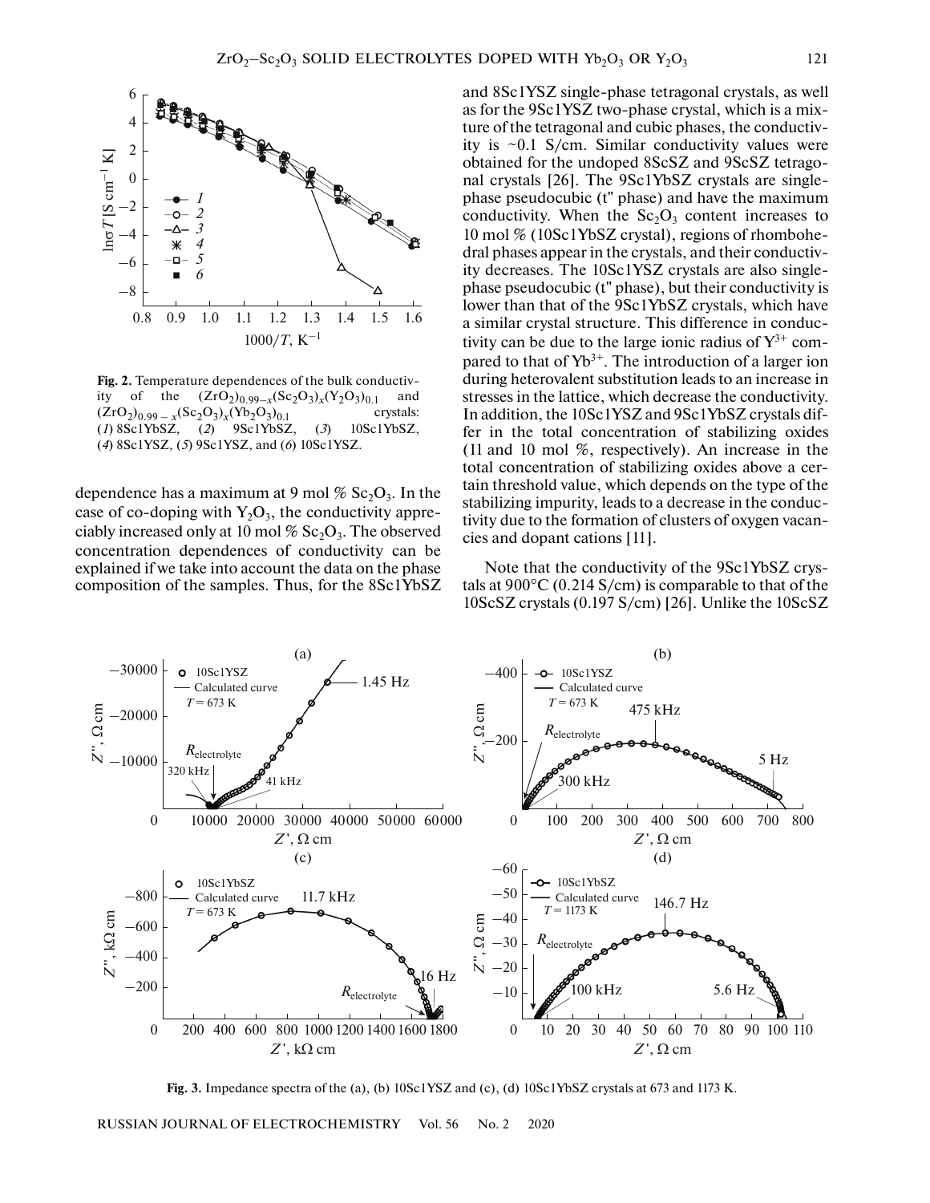Fig. 2. Temperature dependences of the bulk conductivity of the $(ZrO_2)_{0.99-x}(Sc_2O_3)_x(Y_2O_3)_{0.1}$ and $(ZrO_2)_{0.99-x}(Sc_2O_3)_x(Yb_2O_3)_{0.1}$ crystals: (*1*) 8Sc1YbSZ, (*2*) 9Sc1YbSZ, (*3*) 10Sc1YbSZ, (*4*) 8Sc1YSZ, (*5*) 9Sc1YSZ, and (*6*) 10Sc1YSZ.

dependence has a maximum at 9 mol % $Sc_2O_3$. In the case of co-doping with $Y_2O_3$, the conductivity appreciably increased only at 10 mol % $Sc_2O_3$. The observed concentration dependences of conductivity can be explained if we take into account the data on the phase composition of the samples. Thus, for the 8Sc1YbSZ and 8Sc1YSZ single-phase tetragonal crystals, as well as for the 9Sc1YSZ two-phase crystal, which is a mixture of the tetragonal and cubic phases, the conductivity is ~0.1 S/cm. Similar conductivity values were obtained for the undoped 8ScSZ and 9ScSZ tetragonal crystals [26]. The 9Sc1YbSZ crystals are single-phase pseudocubic (t'' phase) and have the maximum conductivity. When the $Sc_2O_3$ content increases to 10 mol % (10Sc1YbSZ crystal), regions of rhombohedral phases appear in the crystals, and their conductivity decreases. The 10Sc1YSZ crystals are also single-phase pseudocubic (t'' phase), but their conductivity is lower than that of the 9Sc1YbSZ crystals, which have a similar crystal structure. This difference in conductivity can be due to the large ionic radius of $Y^{3+}$ compared to that of $Yb^{3+}$. The introduction of a larger ion during heterovalent substitution leads to an increase in stresses in the lattice, which decrease the conductivity. In addition, the 10Sc1YSZ and 9Sc1YbSZ crystals differ in the total concentration of stabilizing oxides (11 and 10 mol %, respectively). An increase in the total concentration of stabilizing oxides above a certain threshold value, which depends on the type of the stabilizing impurity, leads to a decrease in the conductivity due to the formation of clusters of oxygen vacancies and dopant cations [11].

Note that the conductivity of the 9Sc1YbSZ crystals at 900°C (0.214 S/cm) is comparable to that of the 10ScSZ crystals (0.197 S/cm) [26]. Unlike the 10ScSZ

Fig. 3. Impedance spectra of the (a), (b) 10Sc1YSZ and (c), (d) 10Sc1YbSZ crystals at 673 and 1173 K.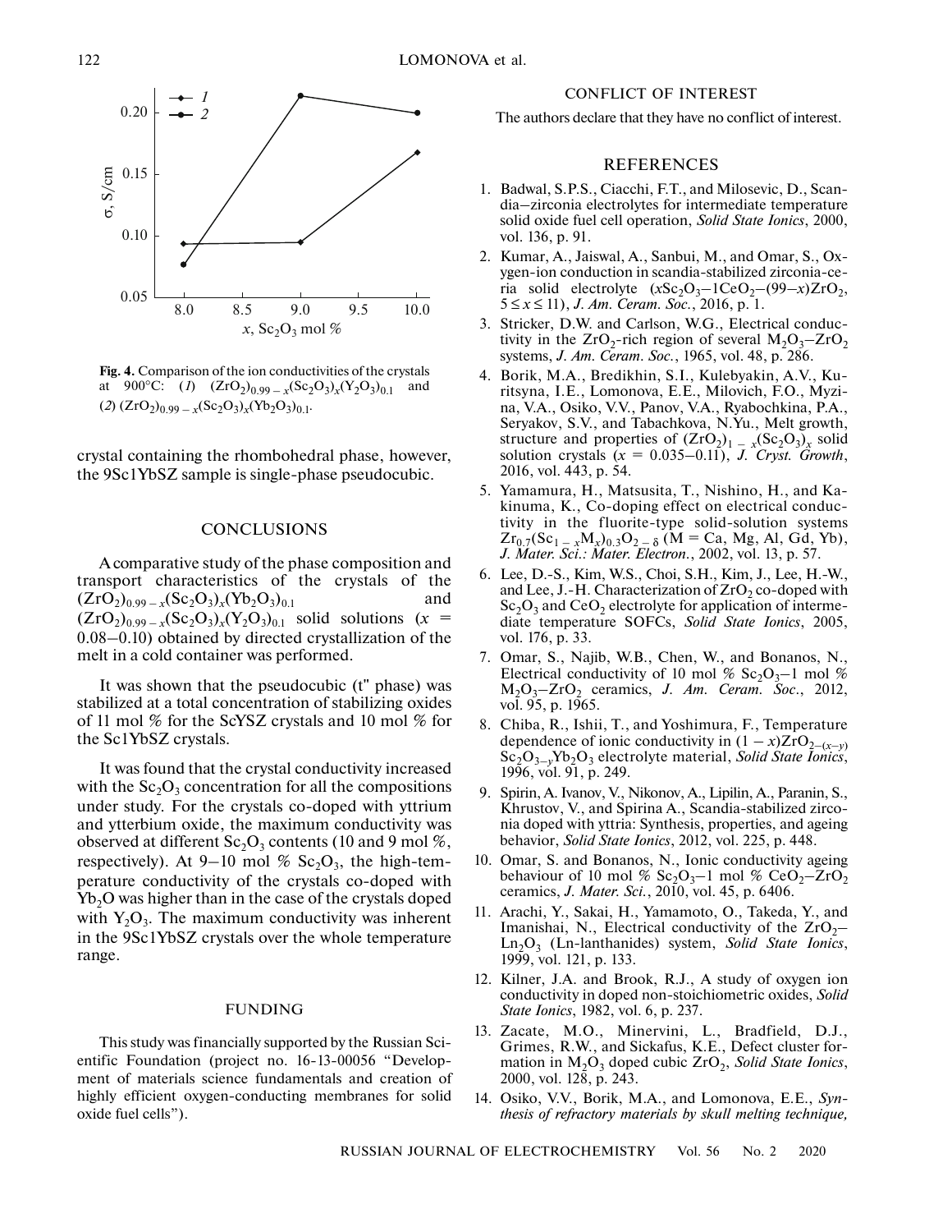Fig. 4. Comparison of the ion conductivities of the crystals at 900°C: (*1*) $(ZrO_2)_{0.99-x}(Sc_2O_3)_x(Y_2O_3)_{0.1}$ and (*2*) $(ZrO_2)_{0.99-x}(Sc_2O_3)_x(Yb_2O_3)_{0.1}$.

crystal containing the rhombohedral phase, however, the 9Sc1YbSZ sample is single-phase pseudocubic.

## CONCLUSIONS

A comparative study of the phase composition and transport characteristics of the crystals of the $(ZrO_2)_{0.99-x}(Sc_2O_3)_x(Yb_2O_3)_{0.1}$ and $(ZrO_2)_{0.99-x}(Sc_2O_3)_x(Y_2O_3)_{0.1}$ solid solutions ($x$ = 0.08–0.10) obtained by directed crystallization of the melt in a cold container was performed.

It was shown that the pseudocubic (t'' phase) was stabilized at a total concentration of stabilizing oxides of 11 mol % for the ScYSZ crystals and 10 mol % for the Sc1YbSZ crystals.

It was found that the crystal conductivity increased with the $Sc_2O_3$ concentration for all the compositions under study. For the crystals co-doped with yttrium and ytterbium oxide, the maximum conductivity was observed at different $Sc_2O_3$ contents (10 and 9 mol %, respectively). At 9–10 mol % $Sc_2O_3$, the high-temperature conductivity of the crystals co-doped with $Yb_2O$ was higher than in the case of the crystals doped with $Y_2O_3$. The maximum conductivity was inherent in the 9Sc1YbSZ crystals over the whole temperature range.

## FUNDING

This study was financially supported by the Russian Scientific Foundation (project no. 16-13-00056 "Development of materials science fundamentals and creation of highly efficient oxygen-conducting membranes for solid oxide fuel cells").

## CONFLICT OF INTEREST

The authors declare that they have no conflict of interest.

## REFERENCES

1. Badwal, S.P.S., Ciacchi, F.T., and Milosevic, D., Scandia–zirconia electrolytes for intermediate temperature solid oxide fuel cell operation, *Solid State Ionics*, 2000, vol. 136, p. 91.
2. Kumar, A., Jaiswal, A., Sanbui, M., and Omar, S., Oxygen-ion conduction in scandia-stabilized zirconia-ceria solid electrolyte ($xSc_2O_3$–$1CeO_2$–$(99–x)ZrO_2$, $5 \le x \le 11$), *J. Am. Ceram. Soc.*, 2016, p. 1.
3. Stricker, D.W. and Carlson, W.G., Electrical conductivity in the $ZrO_2$-rich region of several $M_2O_3$–$ZrO_2$ systems, *J. Am. Ceram. Soc.*, 1965, vol. 48, p. 286.
4. Borik, M.A., Bredikhin, S.I., Kulebyakin, A.V., Kuritsyna, I.E., Lomonova, E.E., Milovich, F.O., Myzina, V.A., Osiko, V.V., Panov, V.A., Ryabochkina, P.A., Seryakov, S.V., and Tabachkova, N.Yu., Melt growth, structure and properties of $(ZrO_2)_{1-x}(Sc_2O_3)_x$ solid solution crystals ($x$ = 0.035–0.11), *J. Cryst. Growth*, 2016, vol. 443, p. 54.
5. Yamamura, H., Matsusita, T., Nishino, H., and Kakinuma, K., Co-doping effect on electrical conductivity in the fluorite-type solid-solution systems $Zr_{0.7}(Sc_{1-x}M_x)_{0.3}O_{2-\delta}$ (M = Ca, Mg, Al, Gd, Yb), *J. Mater. Sci.: Mater. Electron.*, 2002, vol. 13, p. 57.
6. Lee, D.-S., Kim, W.S., Choi, S.H., Kim, J., Lee, H.-W., and Lee, J.-H. Characterization of $ZrO_2$ co-doped with $Sc_2O_3$ and $CeO_2$ electrolyte for application of intermediate temperature SOFCs, *Solid State Ionics*, 2005, vol. 176, p. 33.
7. Omar, S., Najib, W.B., Chen, W., and Bonanos, N., Electrical conductivity of 10 mol % $Sc_2O_3$–1 mol % $M_2O_3$–$ZrO_2$ ceramics, *J. Am. Ceram. Soc.*, 2012, vol. 95, p. 1965.
8. Chiba, R., Ishii, T., and Yoshimura, F., Temperature dependence of ionic conductivity in $(1-x)ZrO_{2-(x-y)}$ $Sc_2O_{3-y}Yb_2O_3$ electrolyte material, *Solid State Ionics*, 1996, vol. 91, p. 249.
9. Spirin, A. Ivanov, V., Nikonov, A., Lipilin, A., Paranin, S., Khrustov, V., and Spirina A., Scandia-stabilized zirconia doped with yttria: Synthesis, properties, and ageing behavior, *Solid State Ionics*, 2012, vol. 225, p. 448.
10. Omar, S. and Bonanos, N., Ionic conductivity ageing behaviour of 10 mol % $Sc_2O_3$–1 mol % $CeO_2$–$ZrO_2$ ceramics, *J. Mater. Sci.*, 2010, vol. 45, p. 6406.
11. Arachi, Y., Sakai, H., Yamamoto, O., Takeda, Y., and Imanishai, N., Electrical conductivity of the $ZrO_2$–$Ln_2O_3$ (Ln-lanthanides) system, *Solid State Ionics*, 1999, vol. 121, p. 133.
12. Kilner, J.A. and Brook, R.J., A study of oxygen ion conductivity in doped non-stoichiometric oxides, *Solid State Ionics*, 1982, vol. 6, p. 237.
13. Zacate, M.O., Minervini, L., Bradfield, D.J., Grimes, R.W., and Sickafus, K.E., Defect cluster formation in $M_2O_3$ doped cubic $ZrO_2$, *Solid State Ionics*, 2000, vol. 128, p. 243.
14. Osiko, V.V., Borik, M.A., and Lomonova, E.E., *Synthesis of refractory materials by skull melting technique,*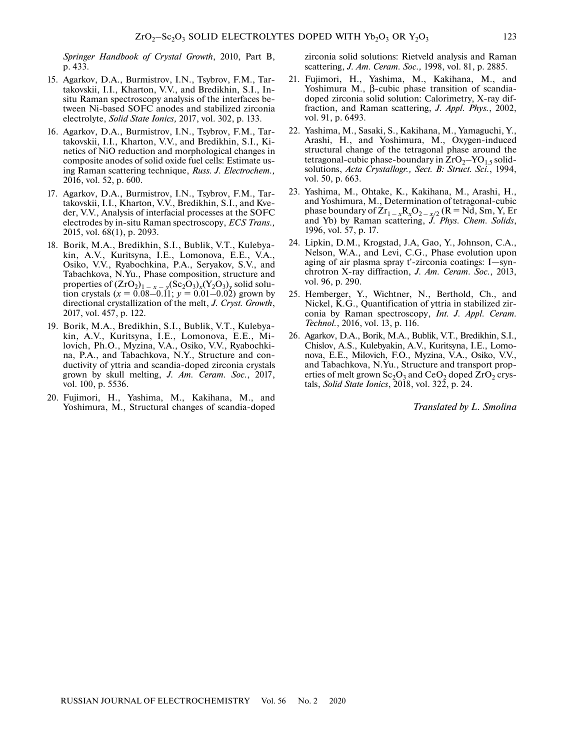*Springer Handbook of Crystal Growth*, 2010, Part B, p. 433.

15. Agarkov, D.A., Burmistrov, I.N., Tsybrov, F.M., Tartakovskii, I.I., Kharton, V.V., and Bredikhin, S.I., In-situ Raman spectroscopy analysis of the interfaces between Ni-based SOFC anodes and stabilized zirconia electrolyte, *Solid State Ionics,* 2017, vol. 302, p. 133.
16. Agarkov, D.A., Burmistrov, I.N., Tsybrov, F.M., Tartakovskii, I.I., Kharton, V.V., and Bredikhin, S.I., Kinetics of NiO reduction and morphological changes in composite anodes of solid oxide fuel cells: Estimate using Raman scattering technique, *Russ. J. Electrochem.,* 2016, vol. 52, p. 600.
17. Agarkov, D.A., Burmistrov, I.N., Tsybrov, F.M., Tartakovskii, I.I., Kharton, V.V., Bredikhin, S.I., and Kveder, V.V., Analysis of interfacial processes at the SOFC electrodes by in-situ Raman spectroscopy, *ECS Trans.,* 2015, vol. 68(1), p. 2093.
18. Borik, M.A., Bredikhin, S.I., Bublik, V.T., Kulebyakin, A.V., Kuritsyna, I.E., Lomonova, E.E., V.A., Osiko, V.V., Ryabochkina, P.A., Seryakov, S.V., and Tabachkova, N.Yu., Phase composition, structure and properties of $(ZrO_2)_{1-x-y}(Sc_2O_3)_x(Y_2O_3)_y$ solid solution crystals ($x = 0.08$–$0.11$; $y = 0.01$–$0.02$) grown by directional crystallization of the melt, *J. Cryst. Growth*, 2017, vol. 457, p. 122.
19. Borik, M.A., Bredikhin, S.I., Bublik, V.T., Kulebyakin, A.V., Kuritsyna, I.E., Lomonova, E.E., Milovich, Ph.O., Myzina, V.A., Osiko, V.V., Ryabochkina, P.A., and Tabachkova, N.Y., Structure and conductivity of yttria and scandia-doped zirconia crystals grown by skull melting, *J. Am. Ceram. Soc.*, 2017, vol. 100, p. 5536.
20. Fujimori, H., Yashima, M., Kakihana, M., and Yoshimura, M., Structural changes of scandia-doped zirconia solid solutions: Rietveld analysis and Raman scattering, *J. Am. Ceram. Soc.,* 1998, vol. 81, p. 2885.
21. Fujimori, H., Yashima, M., Kakihana, M., and Yoshimura M., β-cubic phase transition of scandia-doped zirconia solid solution: Calorimetry, X-ray diffraction, and Raman scattering, *J. Appl. Phys.*, 2002, vol. 91, p. 6493.
22. Yashima, M., Sasaki, S., Kakihana, M., Yamaguchi, Y., Arashi, H., and Yoshimura, M., Oxygen-induced structural change of the tetragonal phase around the tetragonal-cubic phase-boundary in $ZrO_2$–$YO_{1.5}$ solid-solutions, *Acta Crystallogr., Sect. B: Struct. Sci.*, 1994, vol. 50, p. 663.
23. Yashima, M., Ohtake, K., Kakihana, M., Arashi, H., and Yoshimura, M., Determination of tetragonal-cubic phase boundary of $Zr_{1-x}R_xO_{2-x/2}$ (R = Nd, Sm, Y, Er and Yb) by Raman scattering, *J. Phys. Chem. Solids*, 1996, vol. 57, p. 17.
24. Lipkin, D.M., Krogstad, J.A, Gao, Y., Johnson, C.A., Nelson, W.A., and Levi, C.G., Phase evolution upon aging of air plasma spray t'-zirconia coatings: I—synchrotron X-ray diffraction, *J. Am. Ceram. Soc.*, 2013, vol. 96, p. 290.
25. Hemberger, Y., Wichtner, N., Berthold, Ch., and Nickel, K.G., Quantification of yttria in stabilized zirconia by Raman spectroscopy, *Int. J. Appl. Ceram. Technol.*, 2016, vol. 13, p. 116.
26. Agarkov, D.A., Borik, M.A., Bublik, V.T., Bredikhin, S.I., Chislov, A.S., Kulebyakin, A.V., Kuritsyna, I.E., Lomonova, E.E., Milovich, F.O., Myzina, V.A., Osiko, V.V., and Tabachkova, N.Yu., Structure and transport properties of melt grown $Sc_2O_3$ and $CeO_2$ doped $ZrO_2$ crystals, *Solid State Ionics*, 2018, vol. 322, p. 24.

*Translated by L. Smolina*